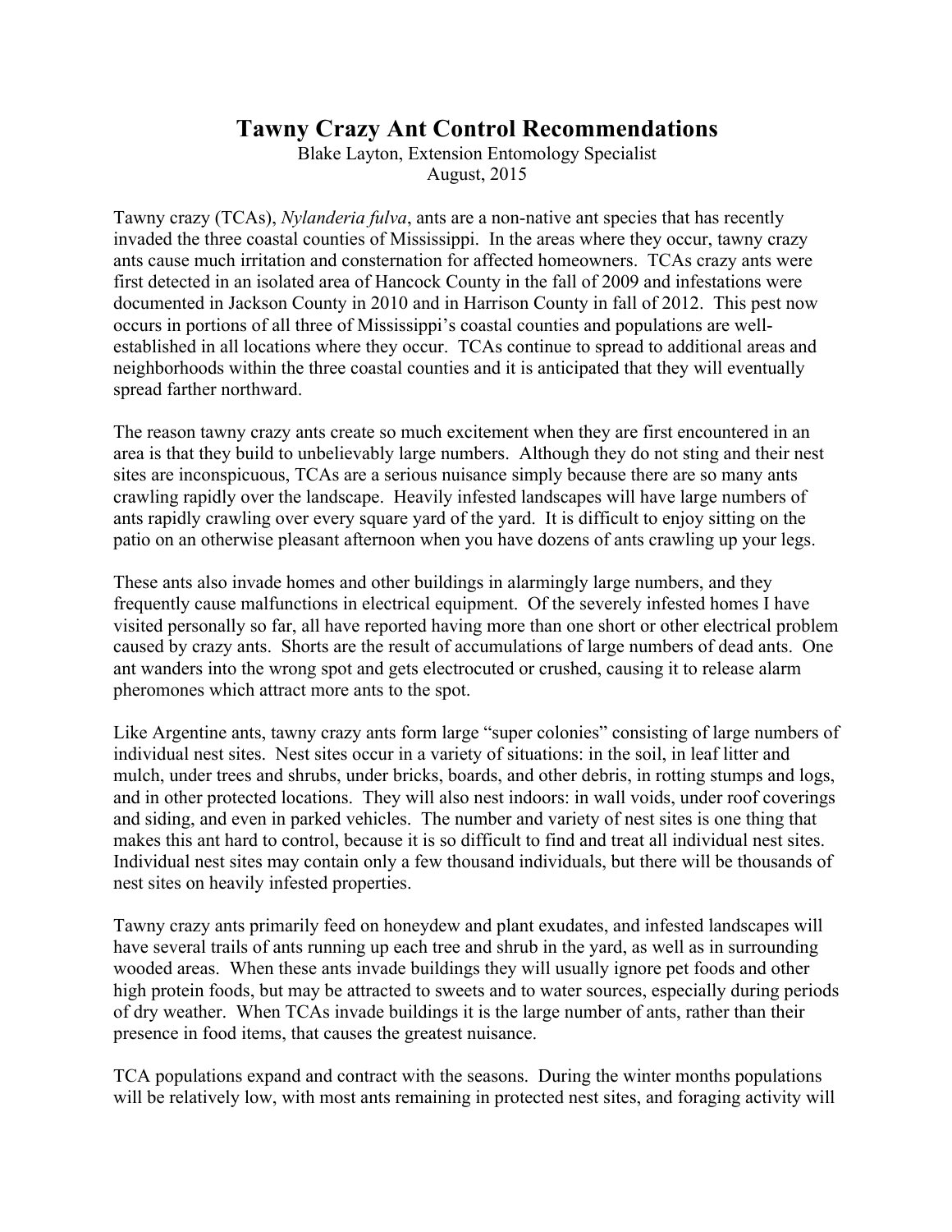# Tawny Crazy Ant Control Recommendations

Blake Layton, Extension Entomology Specialist
August, 2015

Tawny crazy (TCAs), *Nylanderia fulva*, ants are a non-native ant species that has recently invaded the three coastal counties of Mississippi. In the areas where they occur, tawny crazy ants cause much irritation and consternation for affected homeowners. TCAs crazy ants were first detected in an isolated area of Hancock County in the fall of 2009 and infestations were documented in Jackson County in 2010 and in Harrison County in fall of 2012. This pest now occurs in portions of all three of Mississippi's coastal counties and populations are well-established in all locations where they occur. TCAs continue to spread to additional areas and neighborhoods within the three coastal counties and it is anticipated that they will eventually spread farther northward.

The reason tawny crazy ants create so much excitement when they are first encountered in an area is that they build to unbelievably large numbers. Although they do not sting and their nest sites are inconspicuous, TCAs are a serious nuisance simply because there are so many ants crawling rapidly over the landscape. Heavily infested landscapes will have large numbers of ants rapidly crawling over every square yard of the yard. It is difficult to enjoy sitting on the patio on an otherwise pleasant afternoon when you have dozens of ants crawling up your legs.

These ants also invade homes and other buildings in alarmingly large numbers, and they frequently cause malfunctions in electrical equipment. Of the severely infested homes I have visited personally so far, all have reported having more than one short or other electrical problem caused by crazy ants. Shorts are the result of accumulations of large numbers of dead ants. One ant wanders into the wrong spot and gets electrocuted or crushed, causing it to release alarm pheromones which attract more ants to the spot.

Like Argentine ants, tawny crazy ants form large "super colonies" consisting of large numbers of individual nest sites. Nest sites occur in a variety of situations: in the soil, in leaf litter and mulch, under trees and shrubs, under bricks, boards, and other debris, in rotting stumps and logs, and in other protected locations. They will also nest indoors: in wall voids, under roof coverings and siding, and even in parked vehicles. The number and variety of nest sites is one thing that makes this ant hard to control, because it is so difficult to find and treat all individual nest sites. Individual nest sites may contain only a few thousand individuals, but there will be thousands of nest sites on heavily infested properties.

Tawny crazy ants primarily feed on honeydew and plant exudates, and infested landscapes will have several trails of ants running up each tree and shrub in the yard, as well as in surrounding wooded areas. When these ants invade buildings they will usually ignore pet foods and other high protein foods, but may be attracted to sweets and to water sources, especially during periods of dry weather. When TCAs invade buildings it is the large number of ants, rather than their presence in food items, that causes the greatest nuisance.

TCA populations expand and contract with the seasons. During the winter months populations will be relatively low, with most ants remaining in protected nest sites, and foraging activity will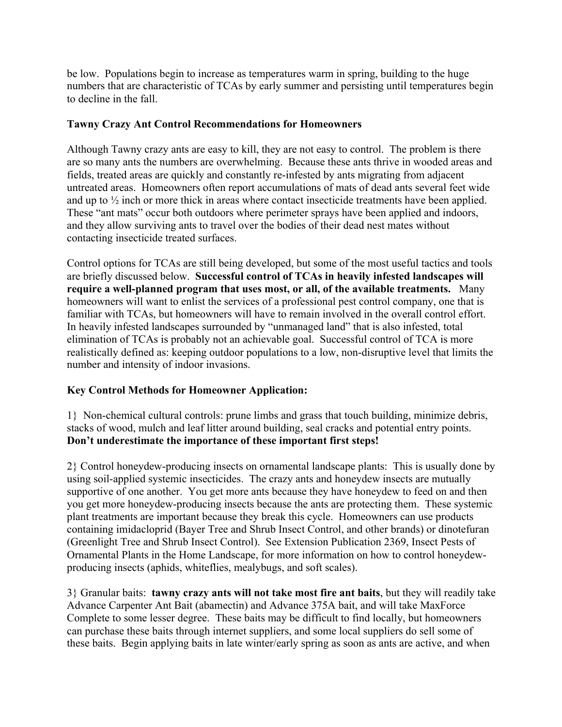be low. Populations begin to increase as temperatures warm in spring, building to the huge numbers that are characteristic of TCAs by early summer and persisting until temperatures begin to decline in the fall.

### Tawny Crazy Ant Control Recommendations for Homeowners

Although Tawny crazy ants are easy to kill, they are not easy to control. The problem is there are so many ants the numbers are overwhelming. Because these ants thrive in wooded areas and fields, treated areas are quickly and constantly re-infested by ants migrating from adjacent untreated areas. Homeowners often report accumulations of mats of dead ants several feet wide and up to ½ inch or more thick in areas where contact insecticide treatments have been applied. These "ant mats" occur both outdoors where perimeter sprays have been applied and indoors, and they allow surviving ants to travel over the bodies of their dead nest mates without contacting insecticide treated surfaces.

Control options for TCAs are still being developed, but some of the most useful tactics and tools are briefly discussed below. **Successful control of TCAs in heavily infested landscapes will require a well-planned program that uses most, or all, of the available treatments.** Many homeowners will want to enlist the services of a professional pest control company, one that is familiar with TCAs, but homeowners will have to remain involved in the overall control effort. In heavily infested landscapes surrounded by "unmanaged land" that is also infested, total elimination of TCAs is probably not an achievable goal. Successful control of TCA is more realistically defined as: keeping outdoor populations to a low, non-disruptive level that limits the number and intensity of indoor invasions.

### Key Control Methods for Homeowner Application:

1} Non-chemical cultural controls: prune limbs and grass that touch building, minimize debris, stacks of wood, mulch and leaf litter around building, seal cracks and potential entry points. **Don't underestimate the importance of these important first steps!**

2} Control honeydew-producing insects on ornamental landscape plants: This is usually done by using soil-applied systemic insecticides. The crazy ants and honeydew insects are mutually supportive of one another. You get more ants because they have honeydew to feed on and then you get more honeydew-producing insects because the ants are protecting them. These systemic plant treatments are important because they break this cycle. Homeowners can use products containing imidacloprid (Bayer Tree and Shrub Insect Control, and other brands) or dinotefuran (Greenlight Tree and Shrub Insect Control). See Extension Publication 2369, Insect Pests of Ornamental Plants in the Home Landscape, for more information on how to control honeydew-producing insects (aphids, whiteflies, mealybugs, and soft scales).

3} Granular baits: **tawny crazy ants will not take most fire ant baits**, but they will readily take Advance Carpenter Ant Bait (abamectin) and Advance 375A bait, and will take MaxForce Complete to some lesser degree. These baits may be difficult to find locally, but homeowners can purchase these baits through internet suppliers, and some local suppliers do sell some of these baits. Begin applying baits in late winter/early spring as soon as ants are active, and when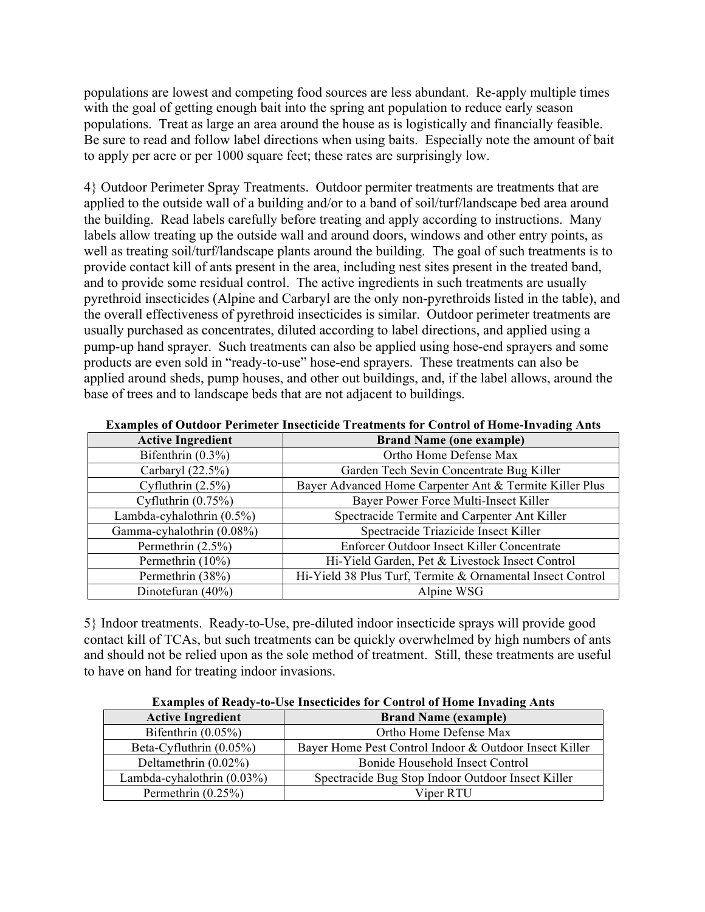populations are lowest and competing food sources are less abundant. Re-apply multiple times with the goal of getting enough bait into the spring ant population to reduce early season populations. Treat as large an area around the house as is logistically and financially feasible. Be sure to read and follow label directions when using baits. Especially note the amount of bait to apply per acre or per 1000 square feet; these rates are surprisingly low.

4} Outdoor Perimeter Spray Treatments. Outdoor permiter treatments are treatments that are applied to the outside wall of a building and/or to a band of soil/turf/landscape bed area around the building. Read labels carefully before treating and apply according to instructions. Many labels allow treating up the outside wall and around doors, windows and other entry points, as well as treating soil/turf/landscape plants around the building. The goal of such treatments is to provide contact kill of ants present in the area, including nest sites present in the treated band, and to provide some residual control. The active ingredients in such treatments are usually pyrethroid insecticides (Alpine and Carbaryl are the only non-pyrethroids listed in the table), and the overall effectiveness of pyrethroid insecticides is similar. Outdoor perimeter treatments are usually purchased as concentrates, diluted according to label directions, and applied using a pump-up hand sprayer. Such treatments can also be applied using hose-end sprayers and some products are even sold in "ready-to-use" hose-end sprayers. These treatments can also be applied around sheds, pump houses, and other out buildings, and, if the label allows, around the base of trees and to landscape beds that are not adjacent to buildings.

**Examples of Outdoor Perimeter Insecticide Treatments for Control of Home-Invading Ants**

| Active Ingredient | Brand Name (one example) |
|---|---|
| Bifenthrin (0.3%) | Ortho Home Defense Max |
| Carbaryl (22.5%) | Garden Tech Sevin Concentrate Bug Killer |
| Cyfluthrin (2.5%) | Bayer Advanced Home Carpenter Ant & Termite Killer Plus |
| Cyfluthrin (0.75%) | Bayer Power Force Multi-Insect Killer |
| Lambda-cyhalothrin (0.5%) | Spectracide Termite and Carpenter Ant Killer |
| Gamma-cyhalothrin (0.08%) | Spectracide Triazicide Insect Killer |
| Permethrin (2.5%) | Enforcer Outdoor Insect Killer Concentrate |
| Permethrin (10%) | Hi-Yield Garden, Pet & Livestock Insect Control |
| Permethrin (38%) | Hi-Yield 38 Plus Turf, Termite & Ornamental Insect Control |
| Dinotefuran (40%) | Alpine WSG |

5} Indoor treatments. Ready-to-Use, pre-diluted indoor insecticide sprays will provide good contact kill of TCAs, but such treatments can be quickly overwhelmed by high numbers of ants and should not be relied upon as the sole method of treatment. Still, these treatments are useful to have on hand for treating indoor invasions.

**Examples of Ready-to-Use Insecticides for Control of Home Invading Ants**

| Active Ingredient | Brand Name (example) |
|---|---|
| Bifenthrin (0.05%) | Ortho Home Defense Max |
| Beta-Cyfluthrin (0.05%) | Bayer Home Pest Control Indoor & Outdoor Insect Killer |
| Deltamethrin (0.02%) | Bonide Household Insect Control |
| Lambda-cyhalothrin (0.03%) | Spectracide Bug Stop Indoor Outdoor Insect Killer |
| Permethrin (0.25%) | Viper RTU |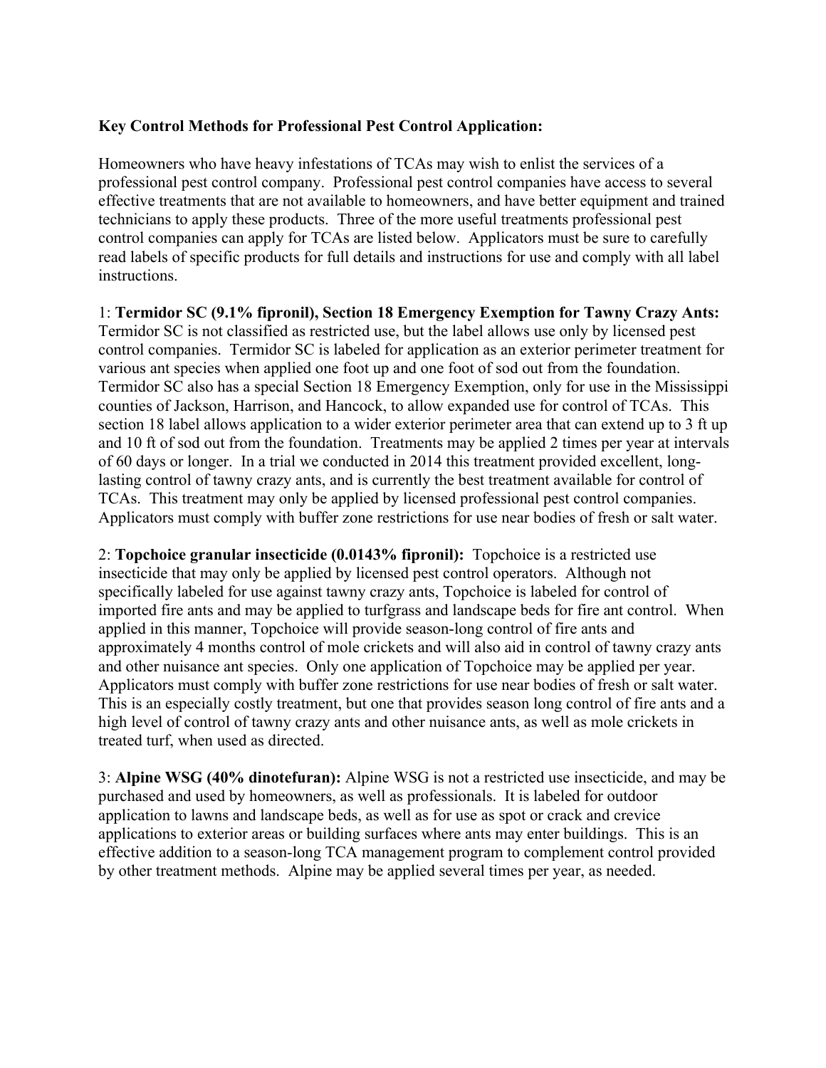**Key Control Methods for Professional Pest Control Application:**

Homeowners who have heavy infestations of TCAs may wish to enlist the services of a professional pest control company. Professional pest control companies have access to several effective treatments that are not available to homeowners, and have better equipment and trained technicians to apply these products. Three of the more useful treatments professional pest control companies can apply for TCAs are listed below. Applicators must be sure to carefully read labels of specific products for full details and instructions for use and comply with all label instructions.

1: **Termidor SC (9.1% fipronil), Section 18 Emergency Exemption for Tawny Crazy Ants:** Termidor SC is not classified as restricted use, but the label allows use only by licensed pest control companies. Termidor SC is labeled for application as an exterior perimeter treatment for various ant species when applied one foot up and one foot of sod out from the foundation. Termidor SC also has a special Section 18 Emergency Exemption, only for use in the Mississippi counties of Jackson, Harrison, and Hancock, to allow expanded use for control of TCAs. This section 18 label allows application to a wider exterior perimeter area that can extend up to 3 ft up and 10 ft of sod out from the foundation. Treatments may be applied 2 times per year at intervals of 60 days or longer. In a trial we conducted in 2014 this treatment provided excellent, long-lasting control of tawny crazy ants, and is currently the best treatment available for control of TCAs. This treatment may only be applied by licensed professional pest control companies. Applicators must comply with buffer zone restrictions for use near bodies of fresh or salt water.

2: **Topchoice granular insecticide (0.0143% fipronil):** Topchoice is a restricted use insecticide that may only be applied by licensed pest control operators. Although not specifically labeled for use against tawny crazy ants, Topchoice is labeled for control of imported fire ants and may be applied to turfgrass and landscape beds for fire ant control. When applied in this manner, Topchoice will provide season-long control of fire ants and approximately 4 months control of mole crickets and will also aid in control of tawny crazy ants and other nuisance ant species. Only one application of Topchoice may be applied per year. Applicators must comply with buffer zone restrictions for use near bodies of fresh or salt water. This is an especially costly treatment, but one that provides season long control of fire ants and a high level of control of tawny crazy ants and other nuisance ants, as well as mole crickets in treated turf, when used as directed.

3: **Alpine WSG (40% dinotefuran):** Alpine WSG is not a restricted use insecticide, and may be purchased and used by homeowners, as well as professionals. It is labeled for outdoor application to lawns and landscape beds, as well as for use as spot or crack and crevice applications to exterior areas or building surfaces where ants may enter buildings. This is an effective addition to a season-long TCA management program to complement control provided by other treatment methods. Alpine may be applied several times per year, as needed.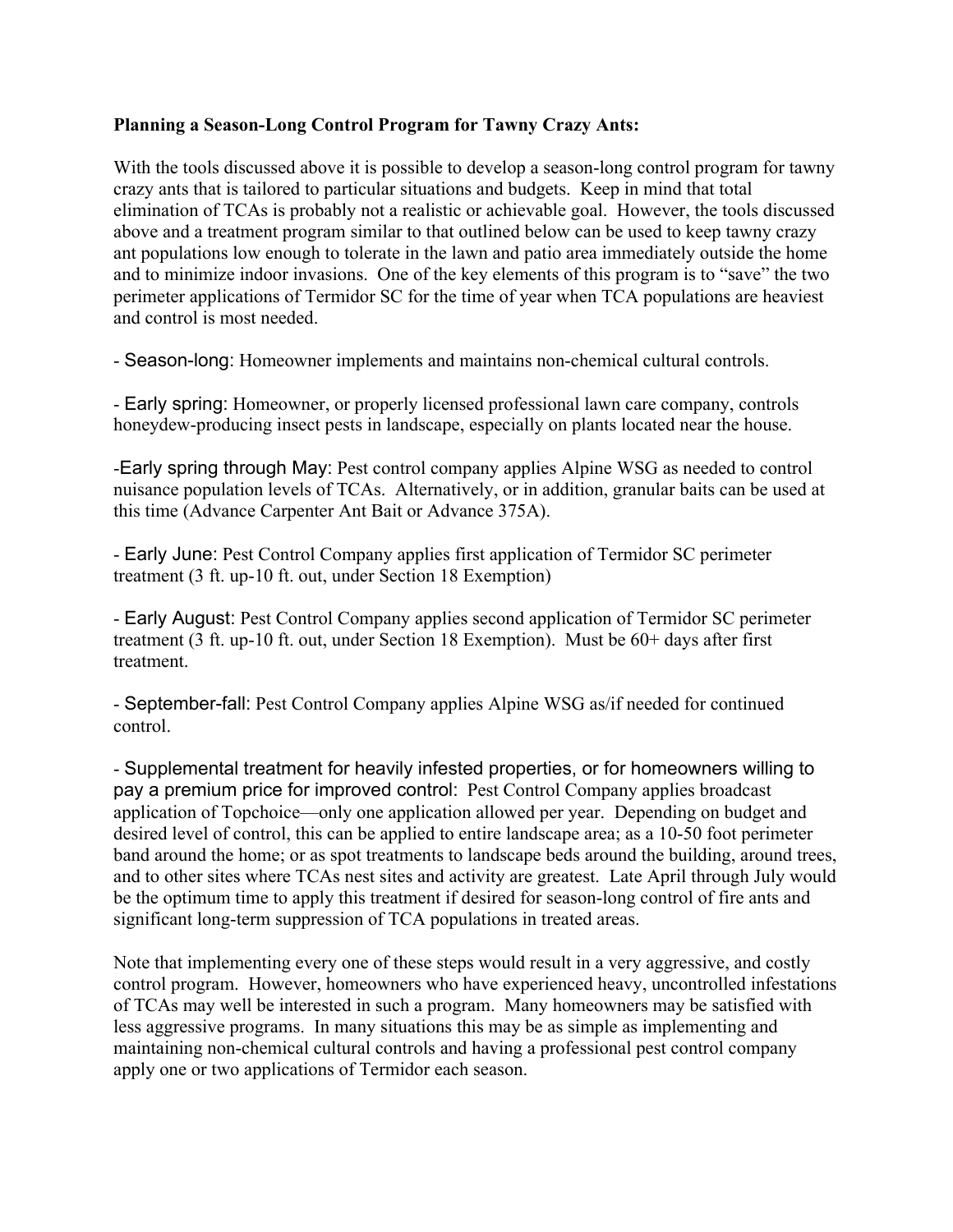**Planning a Season-Long Control Program for Tawny Crazy Ants:**

With the tools discussed above it is possible to develop a season-long control program for tawny crazy ants that is tailored to particular situations and budgets. Keep in mind that total elimination of TCAs is probably not a realistic or achievable goal. However, the tools discussed above and a treatment program similar to that outlined below can be used to keep tawny crazy ant populations low enough to tolerate in the lawn and patio area immediately outside the home and to minimize indoor invasions. One of the key elements of this program is to "save" the two perimeter applications of Termidor SC for the time of year when TCA populations are heaviest and control is most needed.

- Season-long: Homeowner implements and maintains non-chemical cultural controls.

- Early spring: Homeowner, or properly licensed professional lawn care company, controls honeydew-producing insect pests in landscape, especially on plants located near the house.

-Early spring through May: Pest control company applies Alpine WSG as needed to control nuisance population levels of TCAs. Alternatively, or in addition, granular baits can be used at this time (Advance Carpenter Ant Bait or Advance 375A).

- Early June: Pest Control Company applies first application of Termidor SC perimeter treatment (3 ft. up-10 ft. out, under Section 18 Exemption)

- Early August: Pest Control Company applies second application of Termidor SC perimeter treatment (3 ft. up-10 ft. out, under Section 18 Exemption). Must be 60+ days after first treatment.

- September-fall: Pest Control Company applies Alpine WSG as/if needed for continued control.

- Supplemental treatment for heavily infested properties, or for homeowners willing to pay a premium price for improved control: Pest Control Company applies broadcast application of Topchoice—only one application allowed per year. Depending on budget and desired level of control, this can be applied to entire landscape area; as a 10-50 foot perimeter band around the home; or as spot treatments to landscape beds around the building, around trees, and to other sites where TCAs nest sites and activity are greatest. Late April through July would be the optimum time to apply this treatment if desired for season-long control of fire ants and significant long-term suppression of TCA populations in treated areas.

Note that implementing every one of these steps would result in a very aggressive, and costly control program. However, homeowners who have experienced heavy, uncontrolled infestations of TCAs may well be interested in such a program. Many homeowners may be satisfied with less aggressive programs. In many situations this may be as simple as implementing and maintaining non-chemical cultural controls and having a professional pest control company apply one or two applications of Termidor each season.